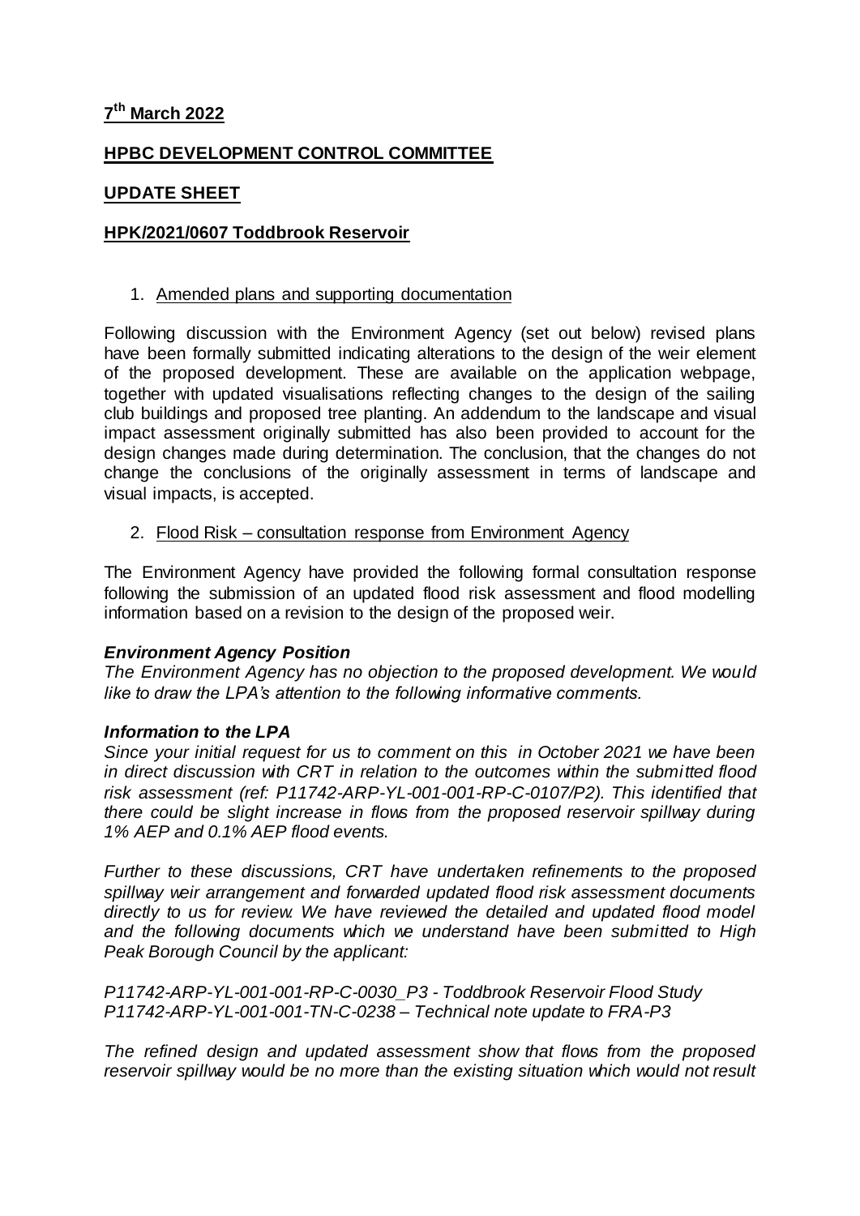**7th March 2022**

**HPBC DEVELOPMENT CONTROL COMMITTEE**

**UPDATE SHEET**

**HPK/2021/0607 Toddbrook Reservoir**

1. Amended plans and supporting documentation

Following discussion with the Environment Agency (set out below) revised plans have been formally submitted indicating alterations to the design of the weir element of the proposed development. These are available on the application webpage, together with updated visualisations reflecting changes to the design of the sailing club buildings and proposed tree planting. An addendum to the landscape and visual impact assessment originally submitted has also been provided to account for the design changes made during determination. The conclusion, that the changes do not change the conclusions of the originally assessment in terms of landscape and visual impacts, is accepted.

2. Flood Risk – consultation response from Environment Agency

The Environment Agency have provided the following formal consultation response following the submission of an updated flood risk assessment and flood modelling information based on a revision to the design of the proposed weir.

***Environment Agency Position***

*The Environment Agency has no objection to the proposed development. We would like to draw the LPA's attention to the following informative comments.*

***Information to the LPA***

*Since your initial request for us to comment on this in October 2021 we have been in direct discussion with CRT in relation to the outcomes within the submitted flood risk assessment (ref: P11742-ARP-YL-001-001-RP-C-0107/P2). This identified that there could be slight increase in flows from the proposed reservoir spillway during 1% AEP and 0.1% AEP flood events.*

*Further to these discussions, CRT have undertaken refinements to the proposed spillway weir arrangement and forwarded updated flood risk assessment documents directly to us for review. We have reviewed the detailed and updated flood model and the following documents which we understand have been submitted to High Peak Borough Council by the applicant:*

*P11742-ARP-YL-001-001-RP-C-0030_P3 - Toddbrook Reservoir Flood Study*
*P11742-ARP-YL-001-001-TN-C-0238 – Technical note update to FRA-P3*

*The refined design and updated assessment show that flows from the proposed reservoir spillway would be no more than the existing situation which would not result*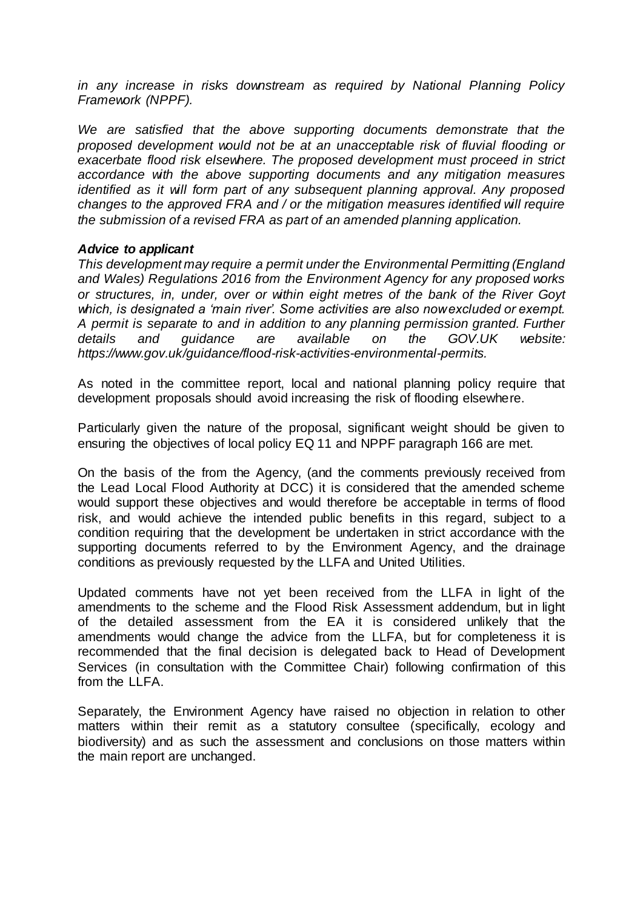*in any increase in risks downstream as required by National Planning Policy Framework (NPPF).*

*We are satisfied that the above supporting documents demonstrate that the proposed development would not be at an unacceptable risk of fluvial flooding or exacerbate flood risk elsewhere. The proposed development must proceed in strict accordance with the above supporting documents and any mitigation measures identified as it will form part of any subsequent planning approval. Any proposed changes to the approved FRA and / or the mitigation measures identified will require the submission of a revised FRA as part of an amended planning application.*

***Advice to applicant***

*This development may require a permit under the Environmental Permitting (England and Wales) Regulations 2016 from the Environment Agency for any proposed works or structures, in, under, over or within eight metres of the bank of the River Goyt which, is designated a 'main river'. Some activities are also now excluded or exempt. A permit is separate to and in addition to any planning permission granted. Further details and guidance are available on the GOV.UK website: https://www.gov.uk/guidance/flood-risk-activities-environmental-permits.*

As noted in the committee report, local and national planning policy require that development proposals should avoid increasing the risk of flooding elsewhere.

Particularly given the nature of the proposal, significant weight should be given to ensuring the objectives of local policy EQ 11 and NPPF paragraph 166 are met.

On the basis of the from the Agency, (and the comments previously received from the Lead Local Flood Authority at DCC) it is considered that the amended scheme would support these objectives and would therefore be acceptable in terms of flood risk, and would achieve the intended public benefits in this regard, subject to a condition requiring that the development be undertaken in strict accordance with the supporting documents referred to by the Environment Agency, and the drainage conditions as previously requested by the LLFA and United Utilities.

Updated comments have not yet been received from the LLFA in light of the amendments to the scheme and the Flood Risk Assessment addendum, but in light of the detailed assessment from the EA it is considered unlikely that the amendments would change the advice from the LLFA, but for completeness it is recommended that the final decision is delegated back to Head of Development Services (in consultation with the Committee Chair) following confirmation of this from the LLFA.

Separately, the Environment Agency have raised no objection in relation to other matters within their remit as a statutory consultee (specifically, ecology and biodiversity) and as such the assessment and conclusions on those matters within the main report are unchanged.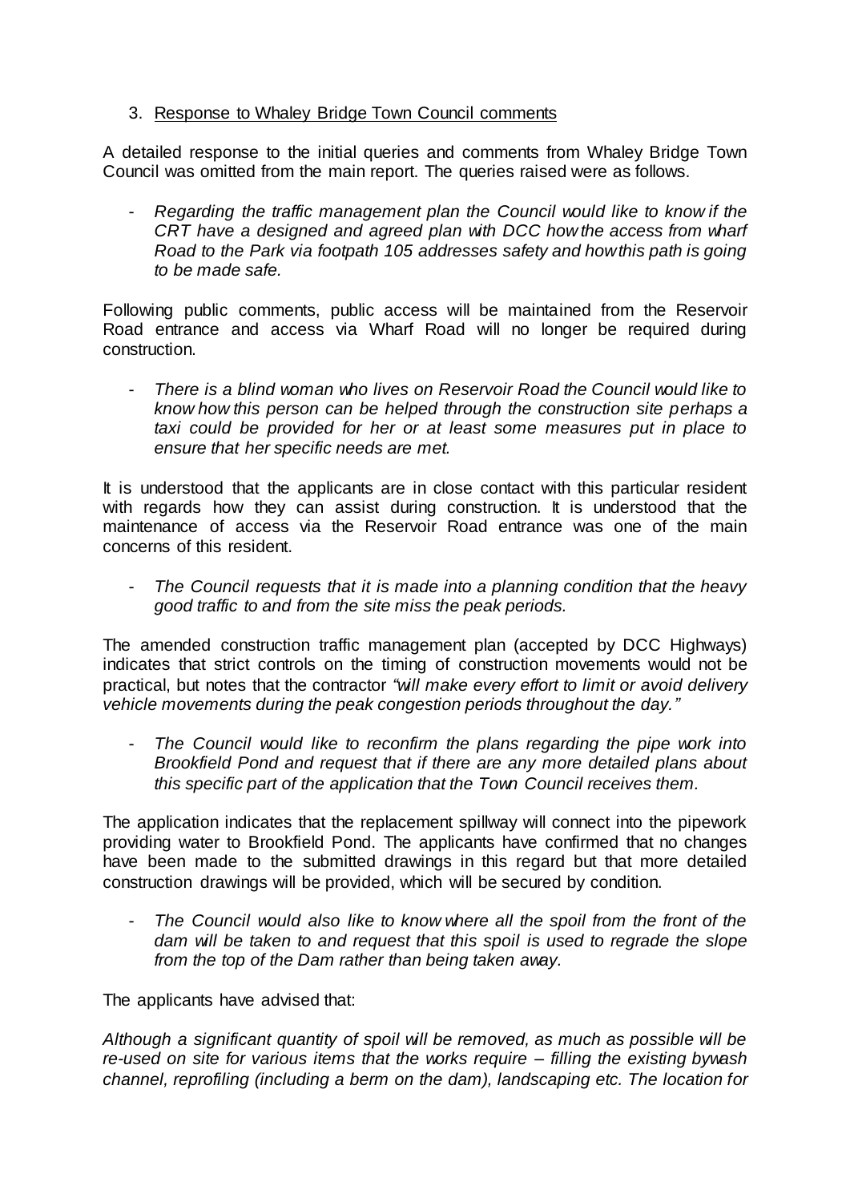3. Response to Whaley Bridge Town Council comments

A detailed response to the initial queries and comments from Whaley Bridge Town Council was omitted from the main report. The queries raised were as follows.

- *Regarding the traffic management plan the Council would like to know if the CRT have a designed and agreed plan with DCC how the access from wharf Road to the Park via footpath 105 addresses safety and how this path is going to be made safe.*

Following public comments, public access will be maintained from the Reservoir Road entrance and access via Wharf Road will no longer be required during construction.

- *There is a blind woman who lives on Reservoir Road the Council would like to know how this person can be helped through the construction site perhaps a taxi could be provided for her or at least some measures put in place to ensure that her specific needs are met.*

It is understood that the applicants are in close contact with this particular resident with regards how they can assist during construction. It is understood that the maintenance of access via the Reservoir Road entrance was one of the main concerns of this resident.

- *The Council requests that it is made into a planning condition that the heavy good traffic to and from the site miss the peak periods.*

The amended construction traffic management plan (accepted by DCC Highways) indicates that strict controls on the timing of construction movements would not be practical, but notes that the contractor *"will make every effort to limit or avoid delivery vehicle movements during the peak congestion periods throughout the day."*

- *The Council would like to reconfirm the plans regarding the pipe work into Brookfield Pond and request that if there are any more detailed plans about this specific part of the application that the Town Council receives them.*

The application indicates that the replacement spillway will connect into the pipework providing water to Brookfield Pond. The applicants have confirmed that no changes have been made to the submitted drawings in this regard but that more detailed construction drawings will be provided, which will be secured by condition.

- *The Council would also like to know where all the spoil from the front of the dam will be taken to and request that this spoil is used to regrade the slope from the top of the Dam rather than being taken away.*

The applicants have advised that:

*Although a significant quantity of spoil will be removed, as much as possible will be re-used on site for various items that the works require – filling the existing bywash channel, reprofiling (including a berm on the dam), landscaping etc. The location for*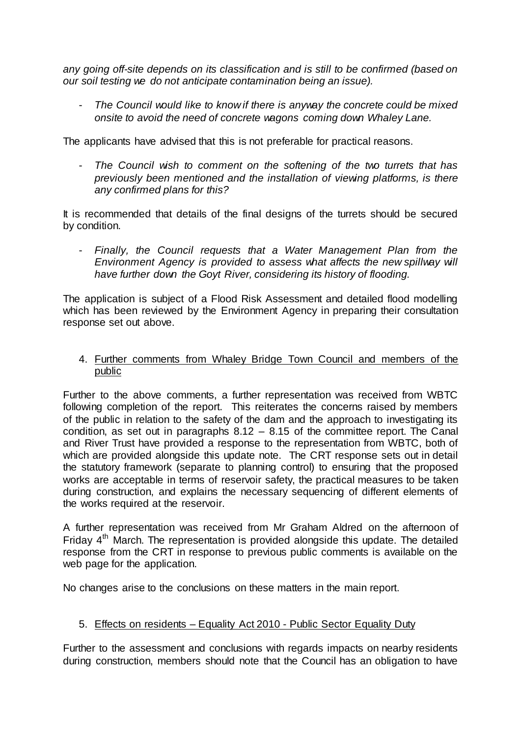*any going off-site depends on its classification and is still to be confirmed (based on our soil testing we do not anticipate contamination being an issue).*

- *The Council would like to know if there is anyway the concrete could be mixed onsite to avoid the need of concrete wagons coming down Whaley Lane.*

The applicants have advised that this is not preferable for practical reasons.

- *The Council wish to comment on the softening of the two turrets that has previously been mentioned and the installation of viewing platforms, is there any confirmed plans for this?*

It is recommended that details of the final designs of the turrets should be secured by condition.

- *Finally, the Council requests that a Water Management Plan from the Environment Agency is provided to assess what affects the new spillway will have further down the Goyt River, considering its history of flooding.*

The application is subject of a Flood Risk Assessment and detailed flood modelling which has been reviewed by the Environment Agency in preparing their consultation response set out above.

4. <u>Further comments from Whaley Bridge Town Council and members of the public</u>

Further to the above comments, a further representation was received from WBTC following completion of the report. This reiterates the concerns raised by members of the public in relation to the safety of the dam and the approach to investigating its condition, as set out in paragraphs 8.12 – 8.15 of the committee report. The Canal and River Trust have provided a response to the representation from WBTC, both of which are provided alongside this update note. The CRT response sets out in detail the statutory framework (separate to planning control) to ensuring that the proposed works are acceptable in terms of reservoir safety, the practical measures to be taken during construction, and explains the necessary sequencing of different elements of the works required at the reservoir.

A further representation was received from Mr Graham Aldred on the afternoon of Friday 4th March. The representation is provided alongside this update. The detailed response from the CRT in response to previous public comments is available on the web page for the application.

No changes arise to the conclusions on these matters in the main report.

5. <u>Effects on residents – Equality Act 2010 - Public Sector Equality Duty</u>

Further to the assessment and conclusions with regards impacts on nearby residents during construction, members should note that the Council has an obligation to have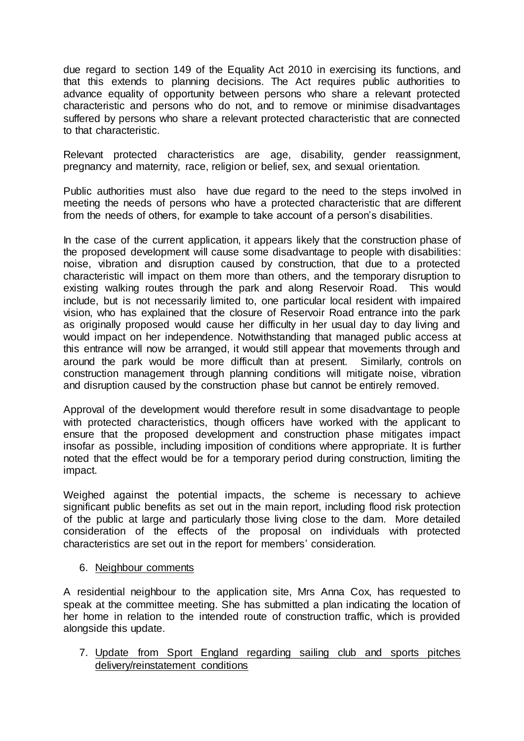due regard to section 149 of the Equality Act 2010 in exercising its functions, and that this extends to planning decisions. The Act requires public authorities to advance equality of opportunity between persons who share a relevant protected characteristic and persons who do not, and to remove or minimise disadvantages suffered by persons who share a relevant protected characteristic that are connected to that characteristic.

Relevant protected characteristics are age, disability, gender reassignment, pregnancy and maternity, race, religion or belief, sex, and sexual orientation.

Public authorities must also have due regard to the need to the steps involved in meeting the needs of persons who have a protected characteristic that are different from the needs of others, for example to take account of a person's disabilities.

In the case of the current application, it appears likely that the construction phase of the proposed development will cause some disadvantage to people with disabilities: noise, vibration and disruption caused by construction, that due to a protected characteristic will impact on them more than others, and the temporary disruption to existing walking routes through the park and along Reservoir Road. This would include, but is not necessarily limited to, one particular local resident with impaired vision, who has explained that the closure of Reservoir Road entrance into the park as originally proposed would cause her difficulty in her usual day to day living and would impact on her independence. Notwithstanding that managed public access at this entrance will now be arranged, it would still appear that movements through and around the park would be more difficult than at present. Similarly, controls on construction management through planning conditions will mitigate noise, vibration and disruption caused by the construction phase but cannot be entirely removed.

Approval of the development would therefore result in some disadvantage to people with protected characteristics, though officers have worked with the applicant to ensure that the proposed development and construction phase mitigates impact insofar as possible, including imposition of conditions where appropriate. It is further noted that the effect would be for a temporary period during construction, limiting the impact.

Weighed against the potential impacts, the scheme is necessary to achieve significant public benefits as set out in the main report, including flood risk protection of the public at large and particularly those living close to the dam. More detailed consideration of the effects of the proposal on individuals with protected characteristics are set out in the report for members' consideration.

6. Neighbour comments

A residential neighbour to the application site, Mrs Anna Cox, has requested to speak at the committee meeting. She has submitted a plan indicating the location of her home in relation to the intended route of construction traffic, which is provided alongside this update.

7. Update from Sport England regarding sailing club and sports pitches delivery/reinstatement conditions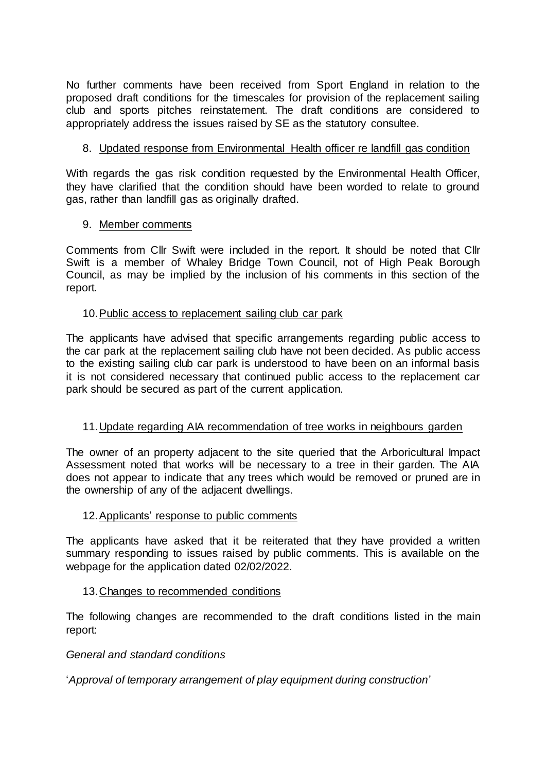No further comments have been received from Sport England in relation to the proposed draft conditions for the timescales for provision of the replacement sailing club and sports pitches reinstatement. The draft conditions are considered to appropriately address the issues raised by SE as the statutory consultee.

8. Updated response from Environmental Health officer re landfill gas condition

With regards the gas risk condition requested by the Environmental Health Officer, they have clarified that the condition should have been worded to relate to ground gas, rather than landfill gas as originally drafted.

9. Member comments

Comments from Cllr Swift were included in the report. It should be noted that Cllr Swift is a member of Whaley Bridge Town Council, not of High Peak Borough Council, as may be implied by the inclusion of his comments in this section of the report.

10. Public access to replacement sailing club car park

The applicants have advised that specific arrangements regarding public access to the car park at the replacement sailing club have not been decided. As public access to the existing sailing club car park is understood to have been on an informal basis it is not considered necessary that continued public access to the replacement car park should be secured as part of the current application.

11. Update regarding AIA recommendation of tree works in neighbours garden

The owner of an property adjacent to the site queried that the Arboricultural Impact Assessment noted that works will be necessary to a tree in their garden. The AIA does not appear to indicate that any trees which would be removed or pruned are in the ownership of any of the adjacent dwellings.

12. Applicants' response to public comments

The applicants have asked that it be reiterated that they have provided a written summary responding to issues raised by public comments. This is available on the webpage for the application dated 02/02/2022.

13. Changes to recommended conditions

The following changes are recommended to the draft conditions listed in the main report:

*General and standard conditions*

'*Approval of temporary arrangement of play equipment during construction*'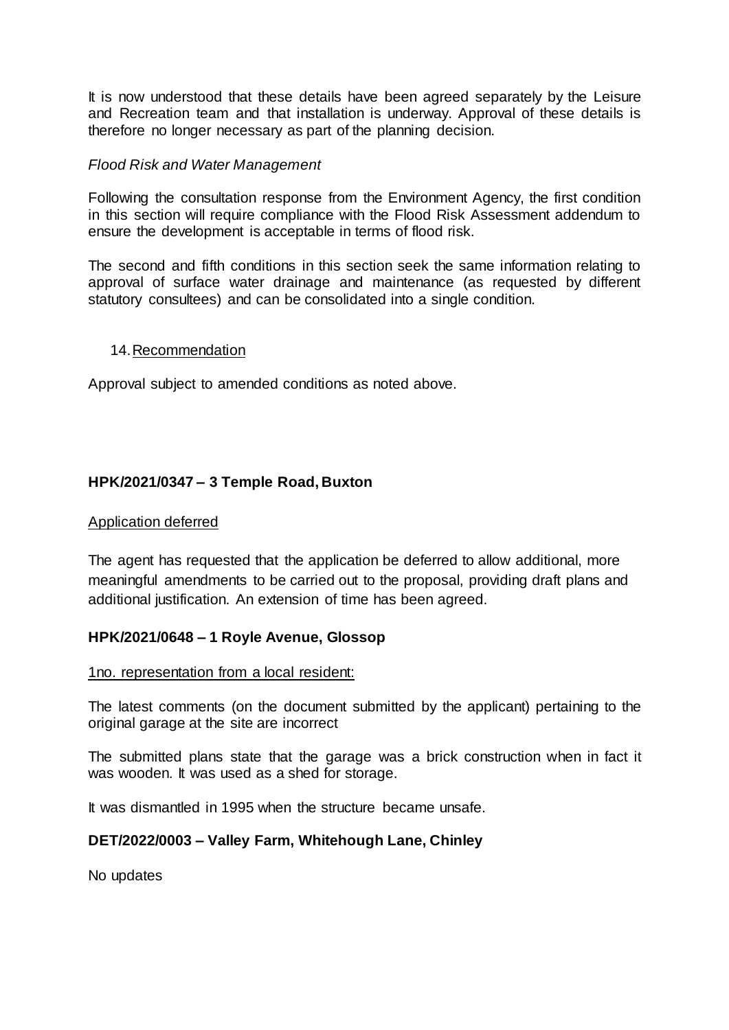It is now understood that these details have been agreed separately by the Leisure and Recreation team and that installation is underway. Approval of these details is therefore no longer necessary as part of the planning decision.

*Flood Risk and Water Management*

Following the consultation response from the Environment Agency, the first condition in this section will require compliance with the Flood Risk Assessment addendum to ensure the development is acceptable in terms of flood risk.

The second and fifth conditions in this section seek the same information relating to approval of surface water drainage and maintenance (as requested by different statutory consultees) and can be consolidated into a single condition.

14. Recommendation

Approval subject to amended conditions as noted above.

**HPK/2021/0347 – 3 Temple Road, Buxton**

Application deferred

The agent has requested that the application be deferred to allow additional, more meaningful amendments to be carried out to the proposal, providing draft plans and additional justification. An extension of time has been agreed.

**HPK/2021/0648 – 1 Royle Avenue, Glossop**

1no. representation from a local resident:

The latest comments (on the document submitted by the applicant) pertaining to the original garage at the site are incorrect

The submitted plans state that the garage was a brick construction when in fact it was wooden. It was used as a shed for storage.

It was dismantled in 1995 when the structure became unsafe.

**DET/2022/0003 – Valley Farm, Whitehough Lane, Chinley**

No updates